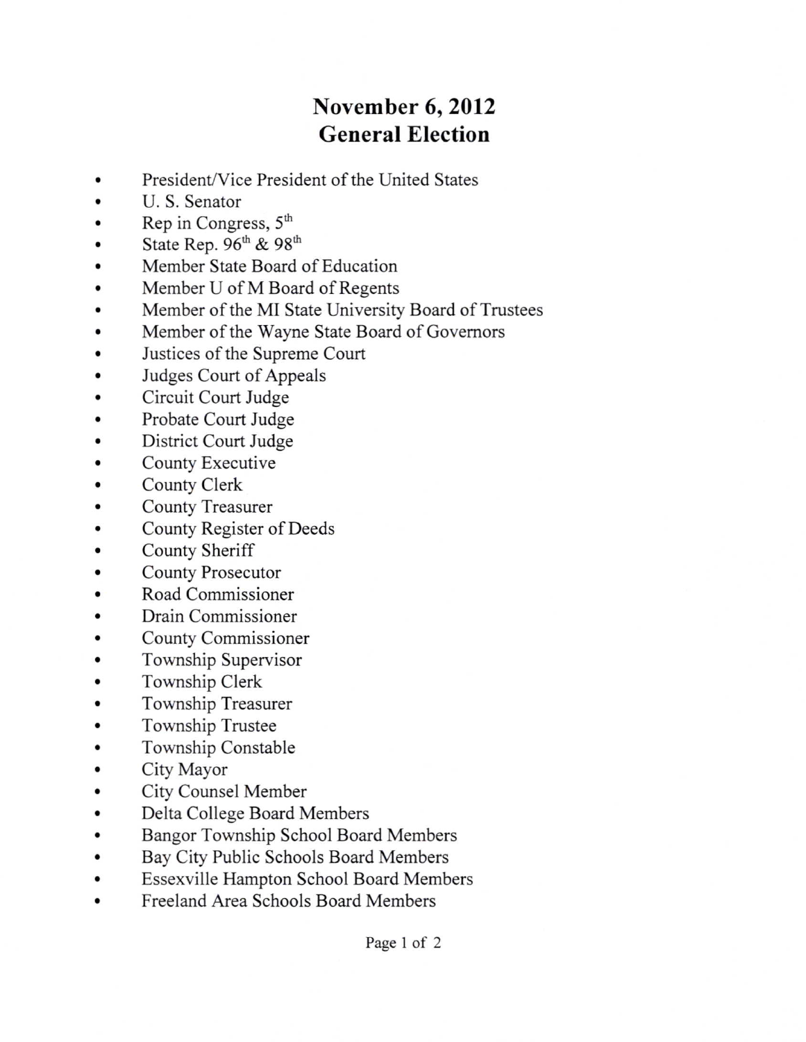# November 6, 2012
# General Election

- President/Vice President of the United States
- U. S. Senator
- Rep in Congress, 5th
- State Rep. 96th & 98th
- Member State Board of Education
- Member U of M Board of Regents
- Member of the MI State University Board of Trustees
- Member of the Wayne State Board of Governors
- Justices of the Supreme Court
- Judges Court of Appeals
- Circuit Court Judge
- Probate Court Judge
- District Court Judge
- County Executive
- County Clerk
- County Treasurer
- County Register of Deeds
- County Sheriff
- County Prosecutor
- Road Commissioner
- Drain Commissioner
- County Commissioner
- Township Supervisor
- Township Clerk
- Township Treasurer
- Township Trustee
- Township Constable
- City Mayor
- City Counsel Member
- Delta College Board Members
- Bangor Township School Board Members
- Bay City Public Schools Board Members
- Essexville Hampton School Board Members
- Freeland Area Schools Board Members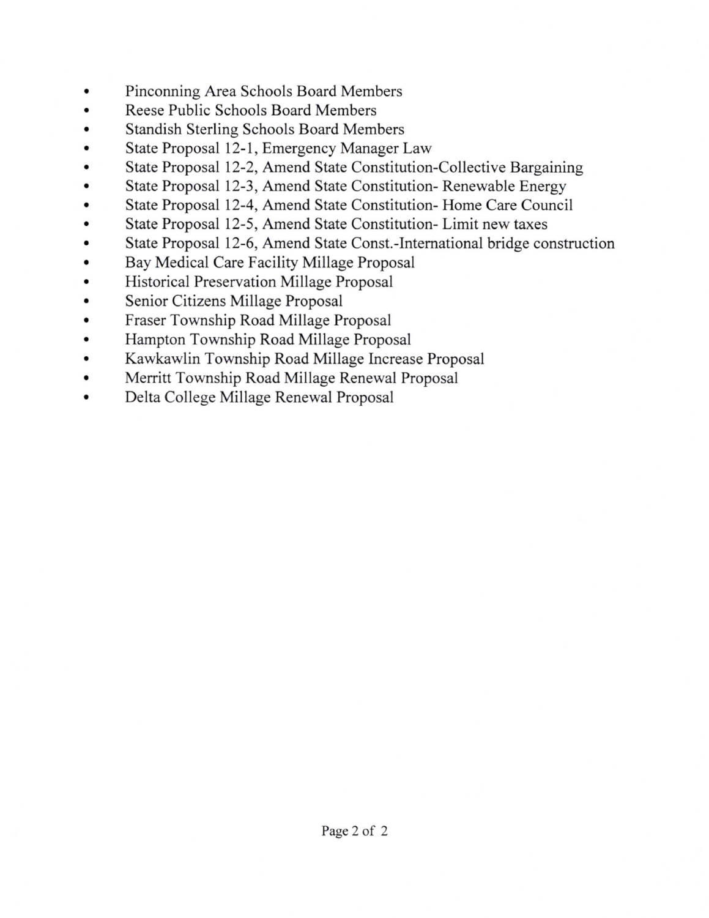- Pinconning Area Schools Board Members
- Reese Public Schools Board Members
- Standish Sterling Schools Board Members
- State Proposal 12-1, Emergency Manager Law
- State Proposal 12-2, Amend State Constitution-Collective Bargaining
- State Proposal 12-3, Amend State Constitution- Renewable Energy
- State Proposal 12-4, Amend State Constitution- Home Care Council
- State Proposal 12-5, Amend State Constitution- Limit new taxes
- State Proposal 12-6, Amend State Const.-International bridge construction
- Bay Medical Care Facility Millage Proposal
- Historical Preservation Millage Proposal
- Senior Citizens Millage Proposal
- Fraser Township Road Millage Proposal
- Hampton Township Road Millage Proposal
- Kawkawlin Township Road Millage Increase Proposal
- Merritt Township Road Millage Renewal Proposal
- Delta College Millage Renewal Proposal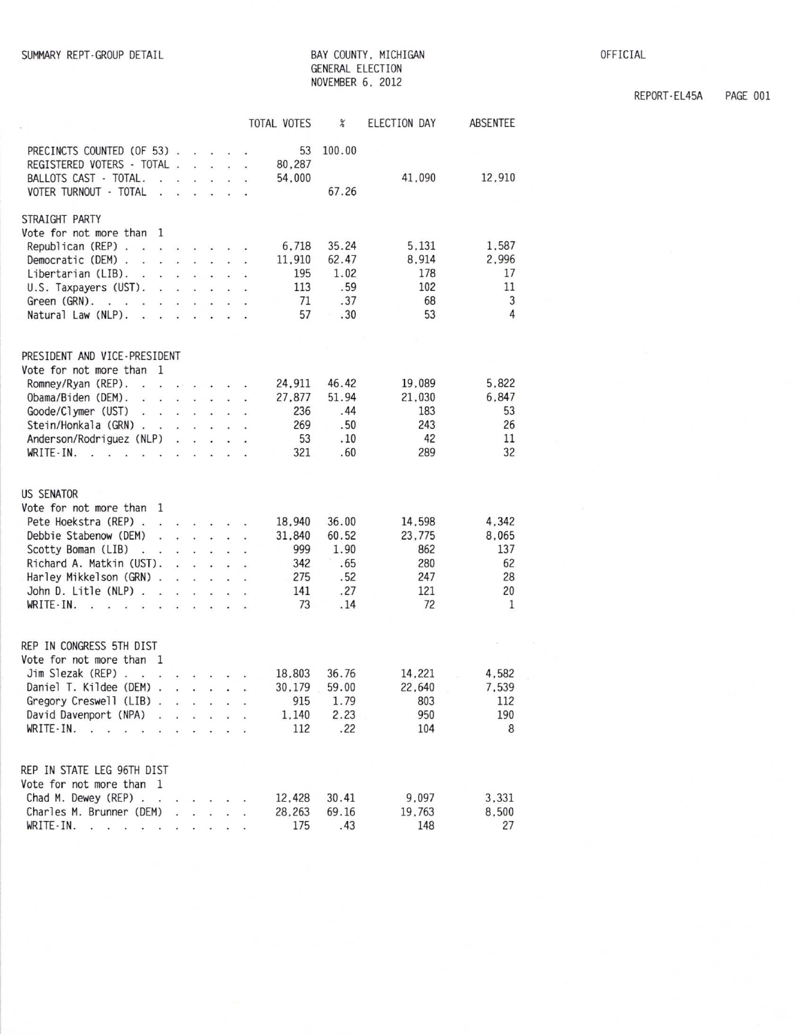SUMMARY REPT-GROUP DETAIL

BAY COUNTY, MICHIGAN
GENERAL ELECTION
NOVEMBER 6, 2012

OFFICIAL

REPORT-EL45A

| | TOTAL VOTES | % | ELECTION DAY | ABSENTEE |
|---|---|---|---|---|
| PRECINCTS COUNTED (OF 53) | 53 | 100.00 | | |
| REGISTERED VOTERS - TOTAL | 80,287 | | | |
| BALLOTS CAST - TOTAL | 54,000 | | 41,090 | 12,910 |
| VOTER TURNOUT - TOTAL | | 67.26 | | |
| **STRAIGHT PARTY** | | | | |
| Vote for not more than 1 | | | | |
| Republican (REP) | 6,718 | 35.24 | 5,131 | 1,587 |
| Democratic (DEM) | 11,910 | 62.47 | 8,914 | 2,996 |
| Libertarian (LIB) | 195 | 1.02 | 178 | 17 |
| U.S. Taxpayers (UST) | 113 | .59 | 102 | 11 |
| Green (GRN) | 71 | .37 | 68 | 3 |
| Natural Law (NLP) | 57 | .30 | 53 | 4 |
| **PRESIDENT AND VICE-PRESIDENT** | | | | |
| Vote for not more than 1 | | | | |
| Romney/Ryan (REP) | 24,911 | 46.42 | 19,089 | 5,822 |
| Obama/Biden (DEM) | 27,877 | 51.94 | 21,030 | 6,847 |
| Goode/Clymer (UST) | 236 | .44 | 183 | 53 |
| Stein/Honkala (GRN) | 269 | .50 | 243 | 26 |
| Anderson/Rodriguez (NLP) | 53 | .10 | 42 | 11 |
| WRITE-IN | 321 | .60 | 289 | 32 |
| **US SENATOR** | | | | |
| Vote for not more than 1 | | | | |
| Pete Hoekstra (REP) | 18,940 | 36.00 | 14,598 | 4,342 |
| Debbie Stabenow (DEM) | 31,840 | 60.52 | 23,775 | 8,065 |
| Scotty Boman (LIB) | 999 | 1.90 | 862 | 137 |
| Richard A. Matkin (UST) | 342 | .65 | 280 | 62 |
| Harley Mikkelson (GRN) | 275 | .52 | 247 | 28 |
| John D. Litle (NLP) | 141 | .27 | 121 | 20 |
| WRITE-IN | 73 | .14 | 72 | 1 |
| **REP IN CONGRESS 5TH DIST** | | | | |
| Vote for not more than 1 | | | | |
| Jim Slezak (REP) | 18,803 | 36.76 | 14,221 | 4,582 |
| Daniel T. Kildee (DEM) | 30,179 | 59.00 | 22,640 | 7,539 |
| Gregory Creswell (LIB) | 915 | 1.79 | 803 | 112 |
| David Davenport (NPA) | 1,140 | 2.23 | 950 | 190 |
| WRITE-IN | 112 | .22 | 104 | 8 |
| **REP IN STATE LEG 96TH DIST** | | | | |
| Vote for not more than 1 | | | | |
| Chad M. Dewey (REP) | 12,428 | 30.41 | 9,097 | 3,331 |
| Charles M. Brunner (DEM) | 28,263 | 69.16 | 19,763 | 8,500 |
| WRITE-IN | 175 | .43 | 148 | 27 |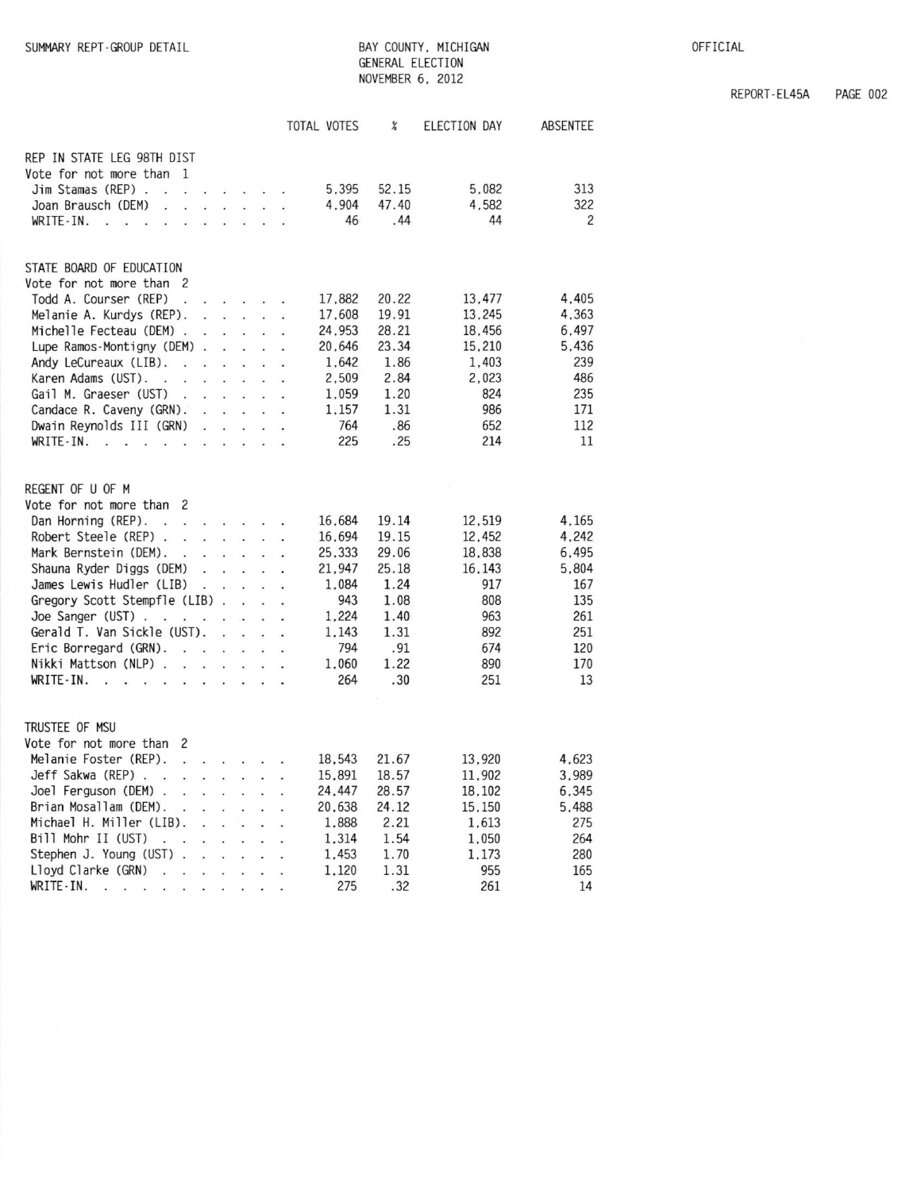SUMMARY REPT-GROUP DETAIL

BAY COUNTY, MICHIGAN
GENERAL ELECTION
NOVEMBER 6, 2012

OFFICIAL

REPORT-EL45A

| | TOTAL VOTES | % | ELECTION DAY | ABSENTEE |
|---|---|---|---|---|
| **REP IN STATE LEG 98TH DIST** | | | | |
| Vote for not more than 1 | | | | |
| Jim Stamas (REP) | 5,395 | 52.15 | 5,082 | 313 |
| Joan Brausch (DEM) | 4,904 | 47.40 | 4,582 | 322 |
| WRITE-IN. | 46 | .44 | 44 | 2 |
| **STATE BOARD OF EDUCATION** | | | | |
| Vote for not more than 2 | | | | |
| Todd A. Courser (REP) | 17,882 | 20.22 | 13,477 | 4,405 |
| Melanie A. Kurdys (REP). | 17,608 | 19.91 | 13,245 | 4,363 |
| Michelle Fecteau (DEM) | 24,953 | 28.21 | 18,456 | 6,497 |
| Lupe Ramos-Montigny (DEM) | 20,646 | 23.34 | 15,210 | 5,436 |
| Andy LeCureaux (LIB). | 1,642 | 1.86 | 1,403 | 239 |
| Karen Adams (UST). | 2,509 | 2.84 | 2,023 | 486 |
| Gail M. Graeser (UST) | 1,059 | 1.20 | 824 | 235 |
| Candace R. Caveny (GRN). | 1,157 | 1.31 | 986 | 171 |
| Dwain Reynolds III (GRN) | 764 | .86 | 652 | 112 |
| WRITE-IN. | 225 | .25 | 214 | 11 |
| **REGENT OF U OF M** | | | | |
| Vote for not more than 2 | | | | |
| Dan Horning (REP). | 16,684 | 19.14 | 12,519 | 4,165 |
| Robert Steele (REP) | 16,694 | 19.15 | 12,452 | 4,242 |
| Mark Bernstein (DEM). | 25,333 | 29.06 | 18,838 | 6,495 |
| Shauna Ryder Diggs (DEM) | 21,947 | 25.18 | 16,143 | 5,804 |
| James Lewis Hudler (LIB) | 1,084 | 1.24 | 917 | 167 |
| Gregory Scott Stempfle (LIB) | 943 | 1.08 | 808 | 135 |
| Joe Sanger (UST) | 1,224 | 1.40 | 963 | 261 |
| Gerald T. Van Sickle (UST). | 1,143 | 1.31 | 892 | 251 |
| Eric Borregard (GRN). | 794 | .91 | 674 | 120 |
| Nikki Mattson (NLP) | 1,060 | 1.22 | 890 | 170 |
| WRITE-IN. | 264 | .30 | 251 | 13 |
| **TRUSTEE OF MSU** | | | | |
| Vote for not more than 2 | | | | |
| Melanie Foster (REP). | 18,543 | 21.67 | 13,920 | 4,623 |
| Jeff Sakwa (REP) | 15,891 | 18.57 | 11,902 | 3,989 |
| Joel Ferguson (DEM) | 24,447 | 28.57 | 18,102 | 6,345 |
| Brian Mosallam (DEM). | 20,638 | 24.12 | 15,150 | 5,488 |
| Michael H. Miller (LIB). | 1,888 | 2.21 | 1,613 | 275 |
| Bill Mohr II (UST) | 1,314 | 1.54 | 1,050 | 264 |
| Stephen J. Young (UST) | 1,453 | 1.70 | 1,173 | 280 |
| Lloyd Clarke (GRN) | 1,120 | 1.31 | 955 | 165 |
| WRITE-IN. | 275 | .32 | 261 | 14 |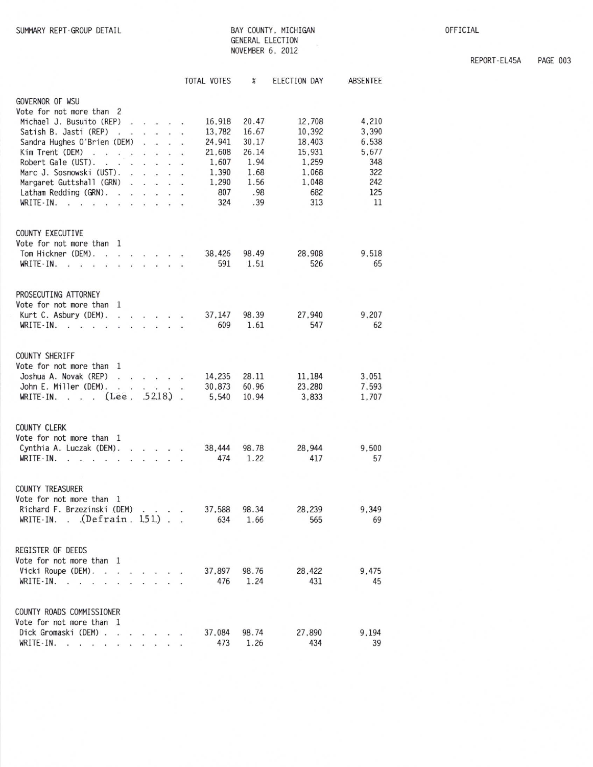SUMMARY REPT-GROUP DETAIL

BAY COUNTY, MICHIGAN
GENERAL ELECTION
NOVEMBER 6, 2012

OFFICIAL

REPORT-EL45A

| | TOTAL VOTES | % | ELECTION DAY | ABSENTEE |
|---|---|---|---|---|
| **GOVERNOR OF WSU** | | | | |
| Vote for not more than 2 | | | | |
| Michael J. Busuito (REP) | 16,918 | 20.47 | 12,708 | 4,210 |
| Satish B. Jasti (REP) | 13,782 | 16.67 | 10,392 | 3,390 |
| Sandra Hughes O'Brien (DEM) | 24,941 | 30.17 | 18,403 | 6,538 |
| Kim Trent (DEM) | 21,608 | 26.14 | 15,931 | 5,677 |
| Robert Gale (UST) | 1,607 | 1.94 | 1,259 | 348 |
| Marc J. Sosnowski (UST) | 1,390 | 1.68 | 1,068 | 322 |
| Margaret Guttshall (GRN) | 1,290 | 1.56 | 1,048 | 242 |
| Latham Redding (GRN) | 807 | .98 | 682 | 125 |
| WRITE-IN | 324 | .39 | 313 | 11 |
| **COUNTY EXECUTIVE** | | | | |
| Vote for not more than 1 | | | | |
| Tom Hickner (DEM) | 38,426 | 98.49 | 28,908 | 9,518 |
| WRITE-IN | 591 | 1.51 | 526 | 65 |
| **PROSECUTING ATTORNEY** | | | | |
| Vote for not more than 1 | | | | |
| Kurt C. Asbury (DEM) | 37,147 | 98.39 | 27,940 | 9,207 |
| WRITE-IN | 609 | 1.61 | 547 | 62 |
| **COUNTY SHERIFF** | | | | |
| Vote for not more than 1 | | | | |
| Joshua A. Novak (REP) | 14,235 | 28.11 | 11,184 | 3,051 |
| John E. Miller (DEM) | 30,873 | 60.96 | 23,280 | 7,593 |
| WRITE-IN (Lee . 5218) | 5,540 | 10.94 | 3,833 | 1,707 |
| **COUNTY CLERK** | | | | |
| Vote for not more than 1 | | | | |
| Cynthia A. Luczak (DEM) | 38,444 | 98.78 | 28,944 | 9,500 |
| WRITE-IN | 474 | 1.22 | 417 | 57 |
| **COUNTY TREASURER** | | | | |
| Vote for not more than 1 | | | | |
| Richard F. Brzezinski (DEM) | 37,588 | 98.34 | 28,239 | 9,349 |
| WRITE-IN (Defrain . 151) | 634 | 1.66 | 565 | 69 |
| **REGISTER OF DEEDS** | | | | |
| Vote for not more than 1 | | | | |
| Vicki Roupe (DEM) | 37,897 | 98.76 | 28,422 | 9,475 |
| WRITE-IN | 476 | 1.24 | 431 | 45 |
| **COUNTY ROADS COMMISSIONER** | | | | |
| Vote for not more than 1 | | | | |
| Dick Gromaski (DEM) | 37,084 | 98.74 | 27,890 | 9,194 |
| WRITE-IN | 473 | 1.26 | 434 | 39 |